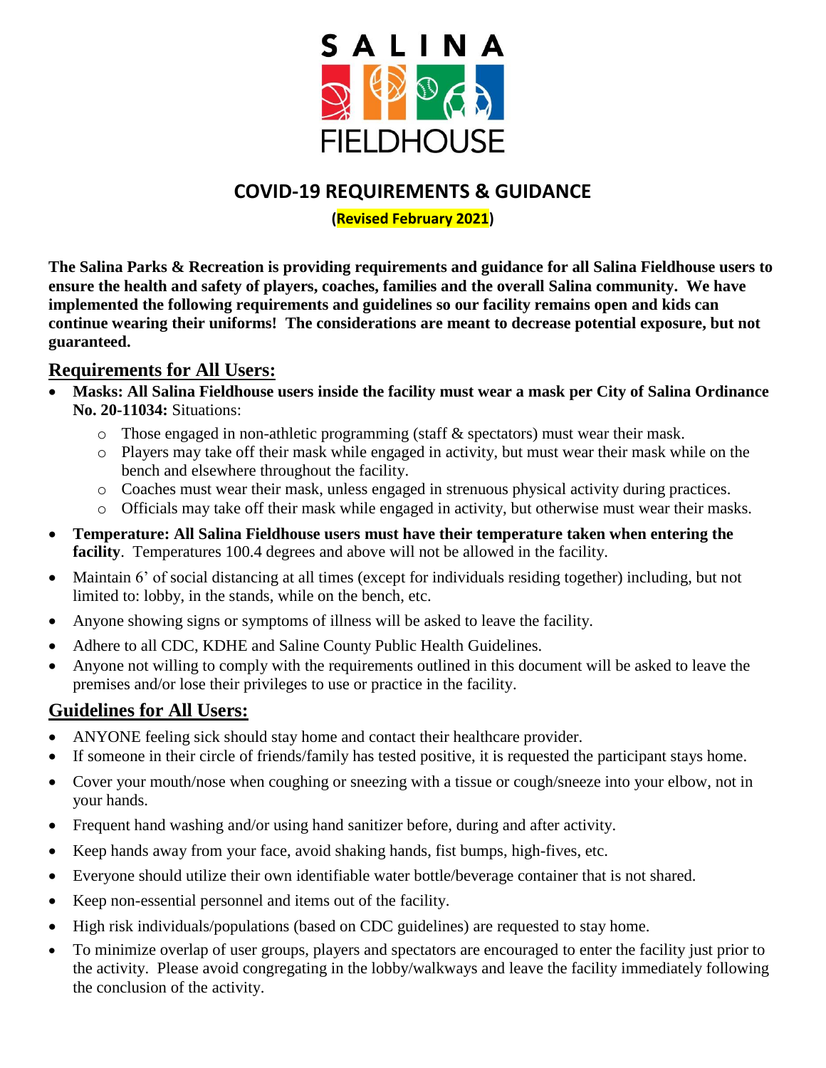# SALINA FIELDHOUSE

## COVID-19 REQUIREMENTS & GUIDANCE

**(Revised February 2021)**

**The Salina Parks & Recreation is providing requirements and guidance for all Salina Fieldhouse users to ensure the health and safety of players, coaches, families and the overall Salina community. We have implemented the following requirements and guidelines so our facility remains open and kids can continue wearing their uniforms! The considerations are meant to decrease potential exposure, but not guaranteed.**

## Requirements for All Users:

- **Masks: All Salina Fieldhouse users inside the facility must wear a mask per City of Salina Ordinance No. 20-11034:** Situations:
  - Those engaged in non-athletic programming (staff & spectators) must wear their mask.
  - Players may take off their mask while engaged in activity, but must wear their mask while on the bench and elsewhere throughout the facility.
  - Coaches must wear their mask, unless engaged in strenuous physical activity during practices.
  - Officials may take off their mask while engaged in activity, but otherwise must wear their masks.
- **Temperature: All Salina Fieldhouse users must have their temperature taken when entering the facility**. Temperatures 100.4 degrees and above will not be allowed in the facility.
- Maintain 6' of social distancing at all times (except for individuals residing together) including, but not limited to: lobby, in the stands, while on the bench, etc.
- Anyone showing signs or symptoms of illness will be asked to leave the facility.
- Adhere to all CDC, KDHE and Saline County Public Health Guidelines.
- Anyone not willing to comply with the requirements outlined in this document will be asked to leave the premises and/or lose their privileges to use or practice in the facility.

## Guidelines for All Users:

- ANYONE feeling sick should stay home and contact their healthcare provider.
- If someone in their circle of friends/family has tested positive, it is requested the participant stays home.
- Cover your mouth/nose when coughing or sneezing with a tissue or cough/sneeze into your elbow, not in your hands.
- Frequent hand washing and/or using hand sanitizer before, during and after activity.
- Keep hands away from your face, avoid shaking hands, fist bumps, high-fives, etc.
- Everyone should utilize their own identifiable water bottle/beverage container that is not shared.
- Keep non-essential personnel and items out of the facility.
- High risk individuals/populations (based on CDC guidelines) are requested to stay home.
- To minimize overlap of user groups, players and spectators are encouraged to enter the facility just prior to the activity. Please avoid congregating in the lobby/walkways and leave the facility immediately following the conclusion of the activity.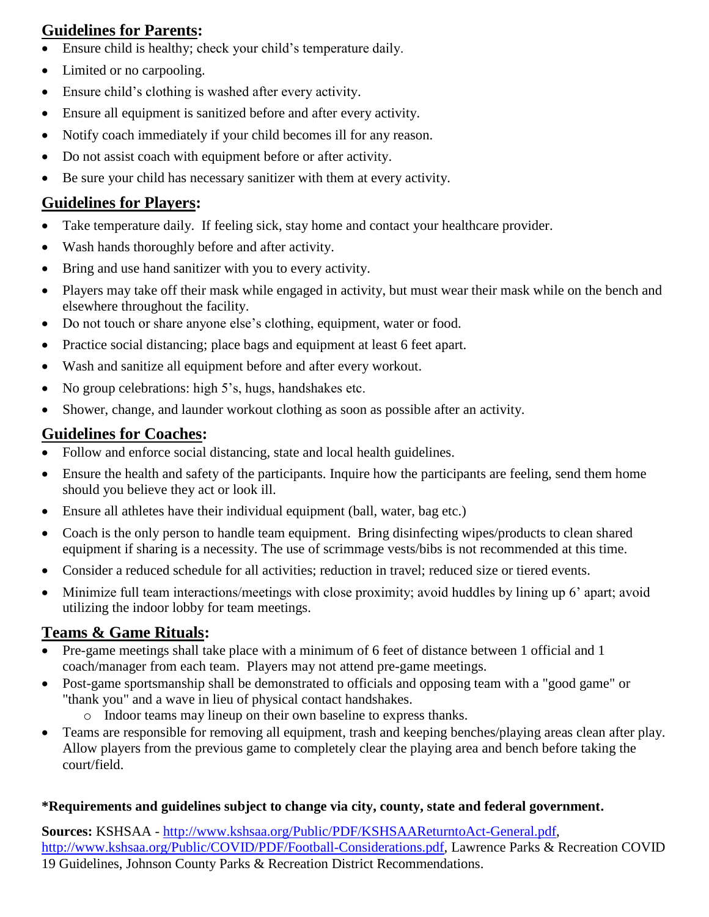## **Guidelines for Parents:**

- Ensure child is healthy; check your child's temperature daily.
- Limited or no carpooling.
- Ensure child's clothing is washed after every activity.
- Ensure all equipment is sanitized before and after every activity.
- Notify coach immediately if your child becomes ill for any reason.
- Do not assist coach with equipment before or after activity.
- Be sure your child has necessary sanitizer with them at every activity.

## **Guidelines for Players:**

- Take temperature daily. If feeling sick, stay home and contact your healthcare provider.
- Wash hands thoroughly before and after activity.
- Bring and use hand sanitizer with you to every activity.
- Players may take off their mask while engaged in activity, but must wear their mask while on the bench and elsewhere throughout the facility.
- Do not touch or share anyone else's clothing, equipment, water or food.
- Practice social distancing; place bags and equipment at least 6 feet apart.
- Wash and sanitize all equipment before and after every workout.
- No group celebrations: high 5's, hugs, handshakes etc.
- Shower, change, and launder workout clothing as soon as possible after an activity.

## **Guidelines for Coaches:**

- Follow and enforce social distancing, state and local health guidelines.
- Ensure the health and safety of the participants. Inquire how the participants are feeling, send them home should you believe they act or look ill.
- Ensure all athletes have their individual equipment (ball, water, bag etc.)
- Coach is the only person to handle team equipment. Bring disinfecting wipes/products to clean shared equipment if sharing is a necessity. The use of scrimmage vests/bibs is not recommended at this time.
- Consider a reduced schedule for all activities; reduction in travel; reduced size or tiered events.
- Minimize full team interactions/meetings with close proximity; avoid huddles by lining up 6' apart; avoid utilizing the indoor lobby for team meetings.

## **Teams & Game Rituals:**

- Pre-game meetings shall take place with a minimum of 6 feet of distance between 1 official and 1 coach/manager from each team. Players may not attend pre-game meetings.
- Post-game sportsmanship shall be demonstrated to officials and opposing team with a "good game" or "thank you" and a wave in lieu of physical contact handshakes.
  - Indoor teams may lineup on their own baseline to express thanks.
- Teams are responsible for removing all equipment, trash and keeping benches/playing areas clean after play. Allow players from the previous game to completely clear the playing area and bench before taking the court/field.

**\*Requirements and guidelines subject to change via city, county, state and federal government.**

**Sources:** KSHSAA - http://www.kshsaa.org/Public/PDF/KSHSAAReturntoAct-General.pdf, http://www.kshsaa.org/Public/COVID/PDF/Football-Considerations.pdf, Lawrence Parks & Recreation COVID 19 Guidelines, Johnson County Parks & Recreation District Recommendations.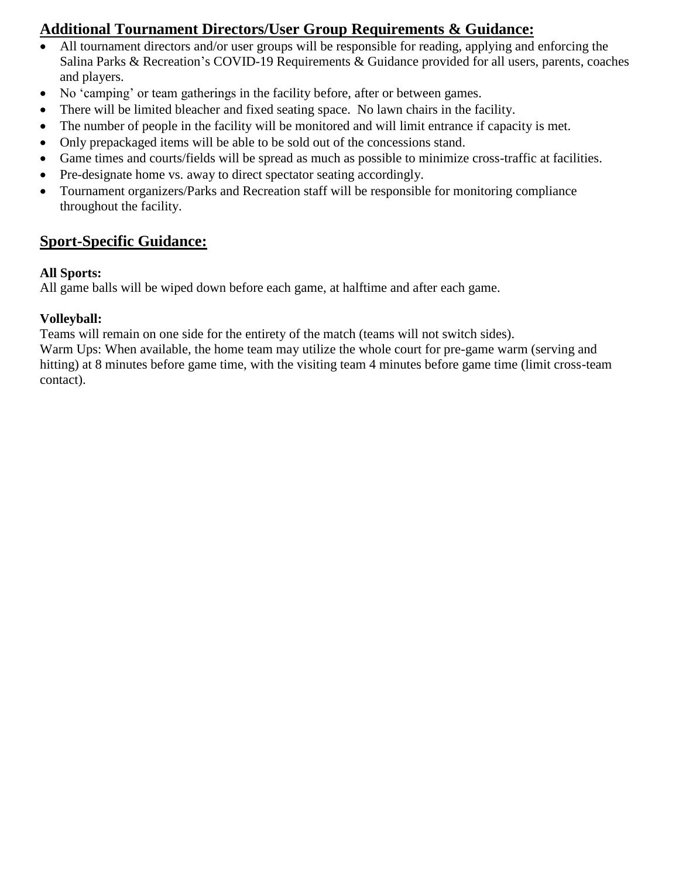## Additional Tournament Directors/User Group Requirements & Guidance:

- All tournament directors and/or user groups will be responsible for reading, applying and enforcing the Salina Parks & Recreation's COVID-19 Requirements & Guidance provided for all users, parents, coaches and players.
- No 'camping' or team gatherings in the facility before, after or between games.
- There will be limited bleacher and fixed seating space. No lawn chairs in the facility.
- The number of people in the facility will be monitored and will limit entrance if capacity is met.
- Only prepackaged items will be able to be sold out of the concessions stand.
- Game times and courts/fields will be spread as much as possible to minimize cross-traffic at facilities.
- Pre-designate home vs. away to direct spectator seating accordingly.
- Tournament organizers/Parks and Recreation staff will be responsible for monitoring compliance throughout the facility.

## Sport-Specific Guidance:

**All Sports:**
All game balls will be wiped down before each game, at halftime and after each game.

**Volleyball:**
Teams will remain on one side for the entirety of the match (teams will not switch sides).
Warm Ups: When available, the home team may utilize the whole court for pre-game warm (serving and hitting) at 8 minutes before game time, with the visiting team 4 minutes before game time (limit cross-team contact).